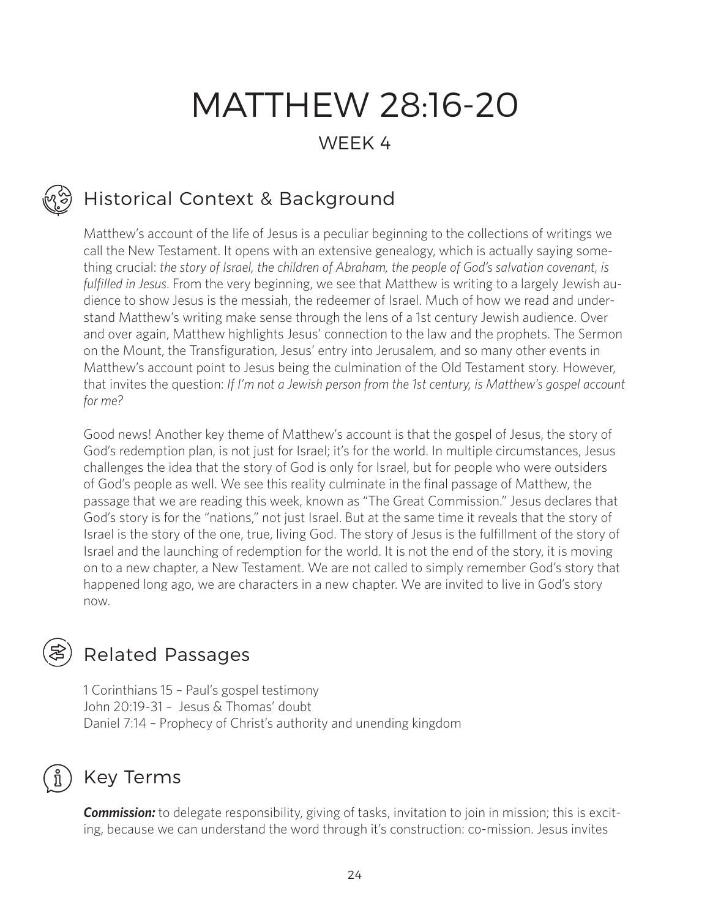# MATTHEW 28:16-20

## WEEK 4

## Historical Context & Background

Matthew's account of the life of Jesus is a peculiar beginning to the collections of writings we call the New Testament. It opens with an extensive genealogy, which is actually saying something crucial: *the story of Israel, the children of Abraham, the people of God's salvation covenant, is fulfilled in Jesus*. From the very beginning, we see that Matthew is writing to a largely Jewish audience to show Jesus is the messiah, the redeemer of Israel. Much of how we read and understand Matthew's writing make sense through the lens of a 1st century Jewish audience. Over and over again, Matthew highlights Jesus' connection to the law and the prophets. The Sermon on the Mount, the Transfiguration, Jesus' entry into Jerusalem, and so many other events in Matthew's account point to Jesus being the culmination of the Old Testament story. However, that invites the question: *If I'm not a Jewish person from the 1st century, is Matthew's gospel account for me?*

Good news! Another key theme of Matthew's account is that the gospel of Jesus, the story of God's redemption plan, is not just for Israel; it's for the world. In multiple circumstances, Jesus challenges the idea that the story of God is only for Israel, but for people who were outsiders of God's people as well. We see this reality culminate in the final passage of Matthew, the passage that we are reading this week, known as "The Great Commission." Jesus declares that God's story is for the "nations," not just Israel. But at the same time it reveals that the story of Israel is the story of the one, true, living God. The story of Jesus is the fulfillment of the story of Israel and the launching of redemption for the world. It is not the end of the story, it is moving on to a new chapter, a New Testament. We are not called to simply remember God's story that happened long ago, we are characters in a new chapter. We are invited to live in God's story now.

## Related Passages

1 Corinthians 15 – Paul's gospel testimony  
John 20:19-31 – Jesus & Thomas' doubt  
Daniel 7:14 – Prophecy of Christ's authority and unending kingdom

## Key Terms

***Commission:*** to delegate responsibility, giving of tasks, invitation to join in mission; this is exciting, because we can understand the word through it's construction: co-mission. Jesus invites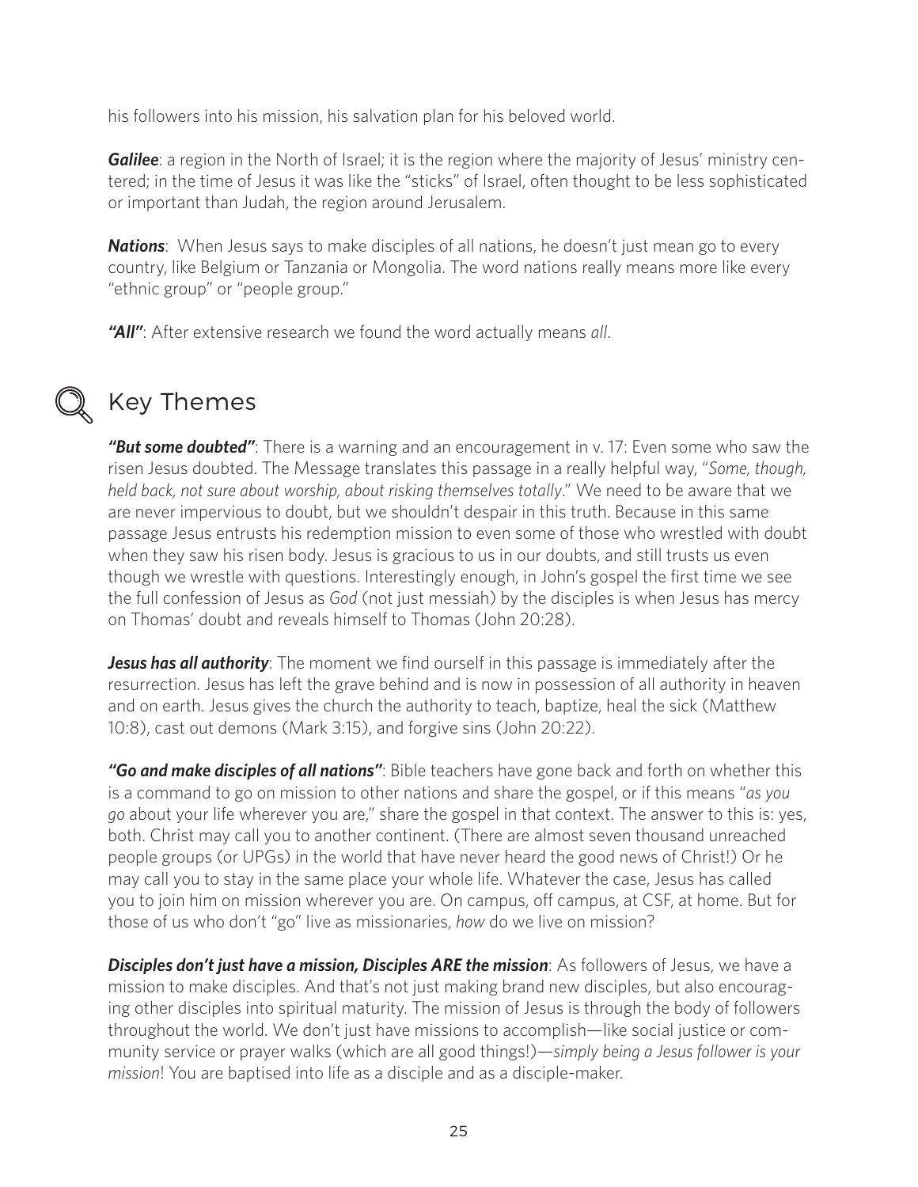his followers into his mission, his salvation plan for his beloved world.

***Galilee***: a region in the North of Israel; it is the region where the majority of Jesus' ministry centered; in the time of Jesus it was like the "sticks" of Israel, often thought to be less sophisticated or important than Judah, the region around Jerusalem.

***Nations***: When Jesus says to make disciples of all nations, he doesn't just mean go to every country, like Belgium or Tanzania or Mongolia. The word nations really means more like every "ethnic group" or "people group."

***"All"***: After extensive research we found the word actually means *all*.

## Key Themes

***"But some doubted"***: There is a warning and an encouragement in v. 17: Even some who saw the risen Jesus doubted. The Message translates this passage in a really helpful way, "*Some, though, held back, not sure about worship, about risking themselves totally*." We need to be aware that we are never impervious to doubt, but we shouldn't despair in this truth. Because in this same passage Jesus entrusts his redemption mission to even some of those who wrestled with doubt when they saw his risen body. Jesus is gracious to us in our doubts, and still trusts us even though we wrestle with questions. Interestingly enough, in John's gospel the first time we see the full confession of Jesus as *God* (not just messiah) by the disciples is when Jesus has mercy on Thomas' doubt and reveals himself to Thomas (John 20:28).

***Jesus has all authority***: The moment we find ourself in this passage is immediately after the resurrection. Jesus has left the grave behind and is now in possession of all authority in heaven and on earth. Jesus gives the church the authority to teach, baptize, heal the sick (Matthew 10:8), cast out demons (Mark 3:15), and forgive sins (John 20:22).

***"Go and make disciples of all nations"***: Bible teachers have gone back and forth on whether this is a command to go on mission to other nations and share the gospel, or if this means "*as you go* about your life wherever you are," share the gospel in that context. The answer to this is: yes, both. Christ may call you to another continent. (There are almost seven thousand unreached people groups (or UPGs) in the world that have never heard the good news of Christ!) Or he may call you to stay in the same place your whole life. Whatever the case, Jesus has called you to join him on mission wherever you are. On campus, off campus, at CSF, at home. But for those of us who don't "go" live as missionaries, *how* do we live on mission?

***Disciples don't just have a mission, Disciples ARE the mission***: As followers of Jesus, we have a mission to make disciples. And that's not just making brand new disciples, but also encouraging other disciples into spiritual maturity. The mission of Jesus is through the body of followers throughout the world. We don't just have missions to accomplish—like social justice or community service or prayer walks (which are all good things!)—*simply being a Jesus follower is your mission*! You are baptised into life as a disciple and as a disciple-maker.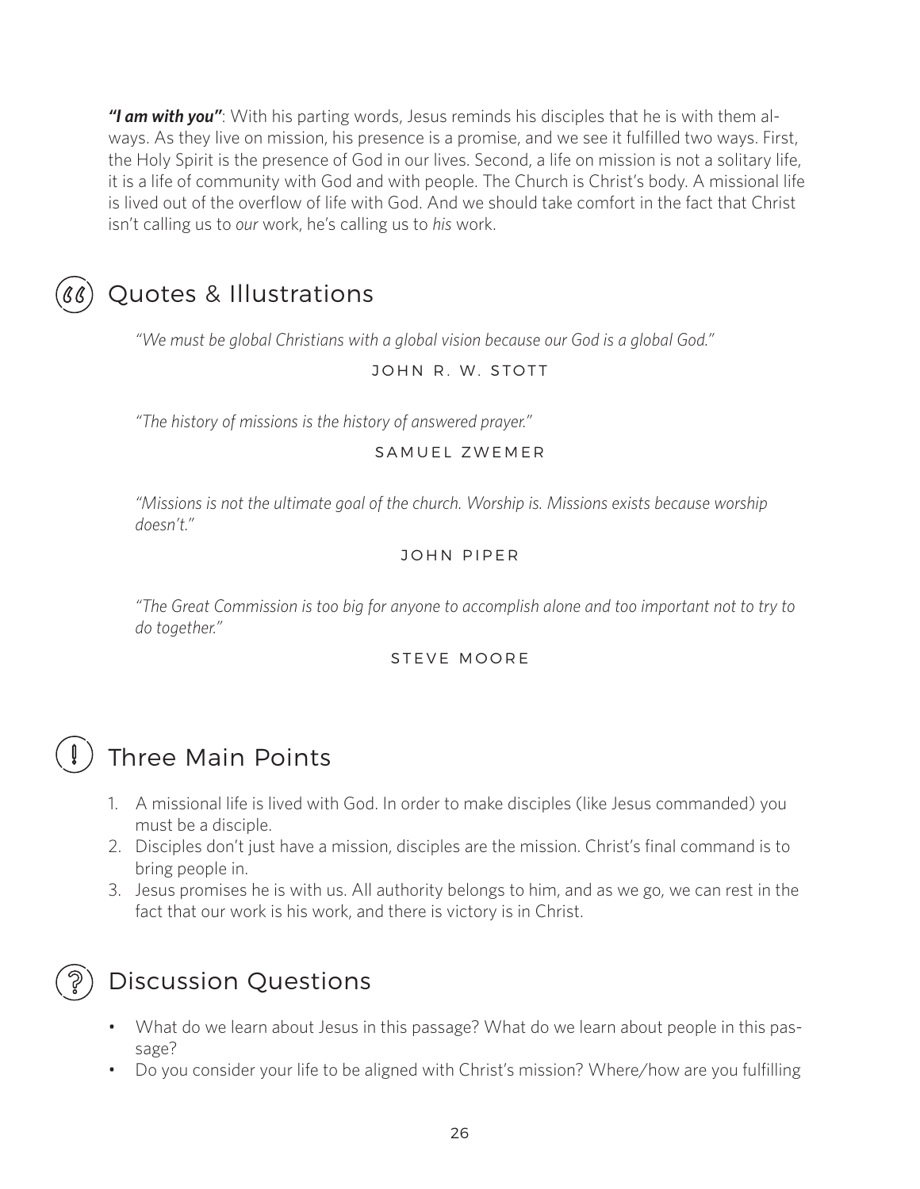***"I am with you"***: With his parting words, Jesus reminds his disciples that he is with them always. As they live on mission, his presence is a promise, and we see it fulfilled two ways. First, the Holy Spirit is the presence of God in our lives. Second, a life on mission is not a solitary life, it is a life of community with God and with people. The Church is Christ's body. A missional life is lived out of the overflow of life with God. And we should take comfort in the fact that Christ isn't calling us to *our* work, he's calling us to *his* work.

## Quotes & Illustrations

*"We must be global Christians with a global vision because our God is a global God."*

JOHN R. W. STOTT

*"The history of missions is the history of answered prayer."*

SAMUEL ZWEMER

*"Missions is not the ultimate goal of the church. Worship is. Missions exists because worship doesn't."*

JOHN PIPER

*"The Great Commission is too big for anyone to accomplish alone and too important not to try to do together."*

STEVE MOORE

## Three Main Points

1. A missional life is lived with God. In order to make disciples (like Jesus commanded) you must be a disciple.
2. Disciples don't just have a mission, disciples are the mission. Christ's final command is to bring people in.
3. Jesus promises he is with us. All authority belongs to him, and as we go, we can rest in the fact that our work is his work, and there is victory is in Christ.

## Discussion Questions

- What do we learn about Jesus in this passage? What do we learn about people in this passage?
- Do you consider your life to be aligned with Christ's mission? Where/how are you fulfilling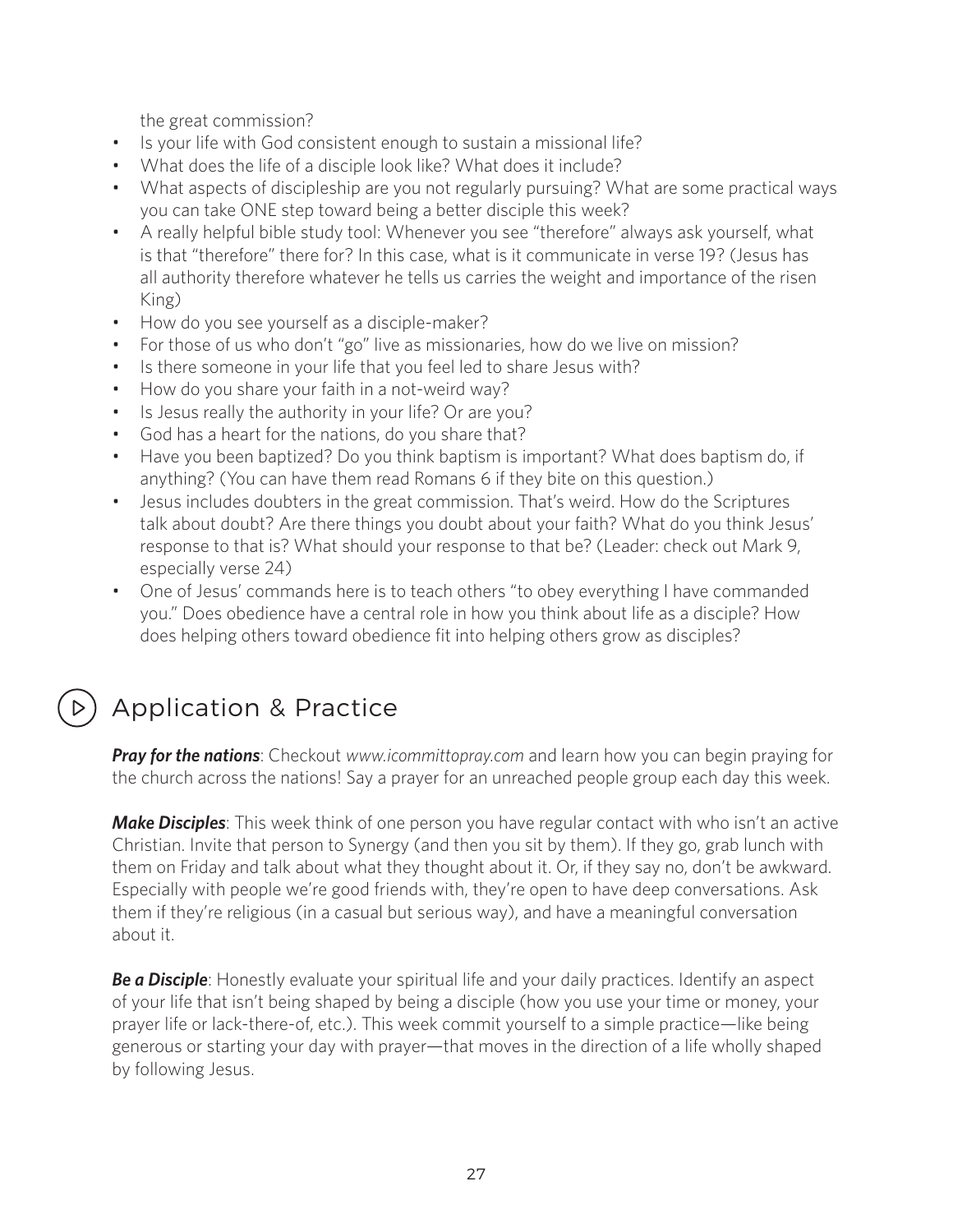the great commission?

- Is your life with God consistent enough to sustain a missional life?
- What does the life of a disciple look like? What does it include?
- What aspects of discipleship are you not regularly pursuing? What are some practical ways you can take ONE step toward being a better disciple this week?
- A really helpful bible study tool: Whenever you see "therefore" always ask yourself, what is that "therefore" there for? In this case, what is it communicate in verse 19? (Jesus has all authority therefore whatever he tells us carries the weight and importance of the risen King)
- How do you see yourself as a disciple-maker?
- For those of us who don't "go" live as missionaries, how do we live on mission?
- Is there someone in your life that you feel led to share Jesus with?
- How do you share your faith in a not-weird way?
- Is Jesus really the authority in your life? Or are you?
- God has a heart for the nations, do you share that?
- Have you been baptized? Do you think baptism is important? What does baptism do, if anything? (You can have them read Romans 6 if they bite on this question.)
- Jesus includes doubters in the great commission. That's weird. How do the Scriptures talk about doubt? Are there things you doubt about your faith? What do you think Jesus' response to that is? What should your response to that be? (Leader: check out Mark 9, especially verse 24)
- One of Jesus' commands here is to teach others "to obey everything I have commanded you." Does obedience have a central role in how you think about life as a disciple? How does helping others toward obedience fit into helping others grow as disciples?

## Application & Practice

***Pray for the nations***: Checkout *www.icommittopray.com* and learn how you can begin praying for the church across the nations! Say a prayer for an unreached people group each day this week.

***Make Disciples***: This week think of one person you have regular contact with who isn't an active Christian. Invite that person to Synergy (and then you sit by them). If they go, grab lunch with them on Friday and talk about what they thought about it. Or, if they say no, don't be awkward. Especially with people we're good friends with, they're open to have deep conversations. Ask them if they're religious (in a casual but serious way), and have a meaningful conversation about it.

***Be a Disciple***: Honestly evaluate your spiritual life and your daily practices. Identify an aspect of your life that isn't being shaped by being a disciple (how you use your time or money, your prayer life or lack-there-of, etc.). This week commit yourself to a simple practice—like being generous or starting your day with prayer—that moves in the direction of a life wholly shaped by following Jesus.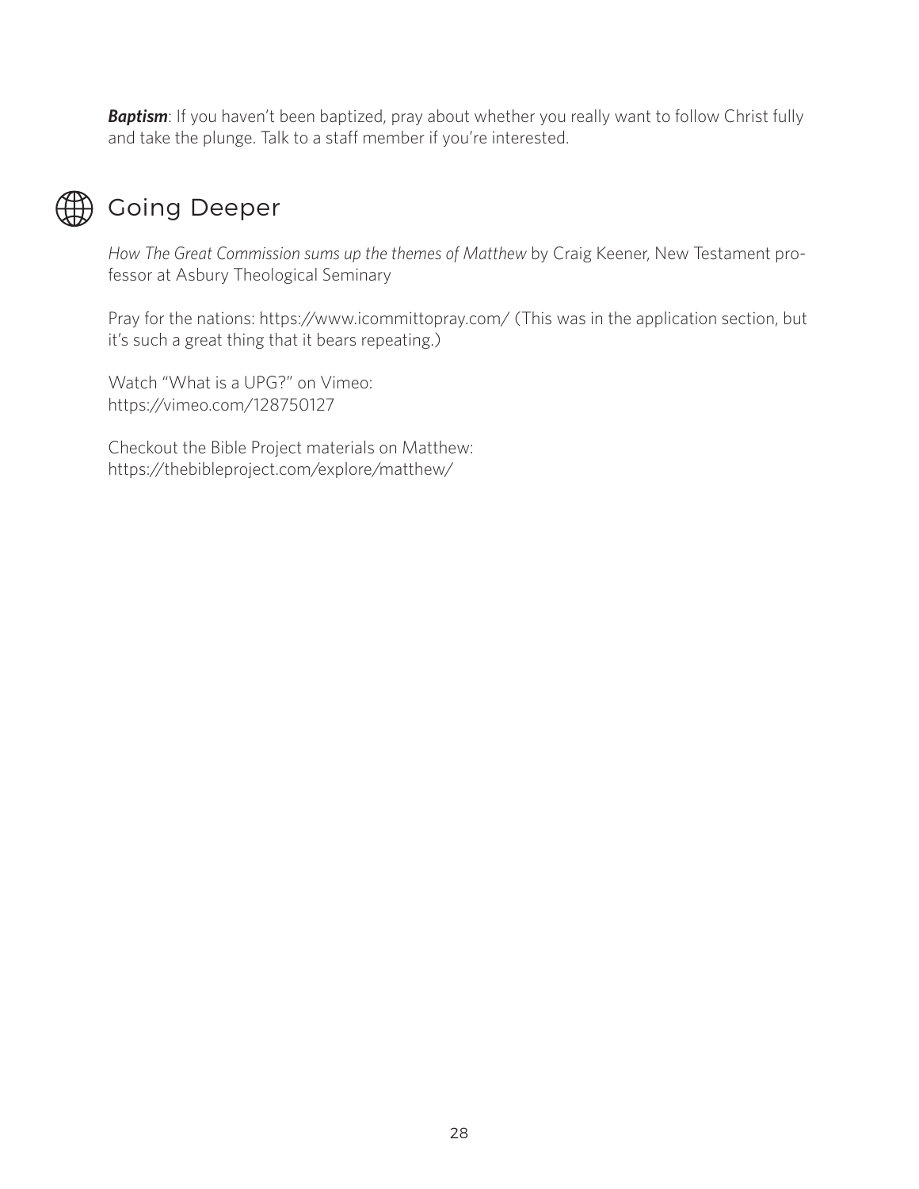***Baptism***: If you haven't been baptized, pray about whether you really want to follow Christ fully and take the plunge. Talk to a staff member if you're interested.

## Going Deeper

*How The Great Commission sums up the themes of Matthew* by Craig Keener, New Testament professor at Asbury Theological Seminary

Pray for the nations: https://www.icommittopray.com/ (This was in the application section, but it's such a great thing that it bears repeating.)

Watch "What is a UPG?" on Vimeo:
https://vimeo.com/128750127

Checkout the Bible Project materials on Matthew:
https://thebibleproject.com/explore/matthew/